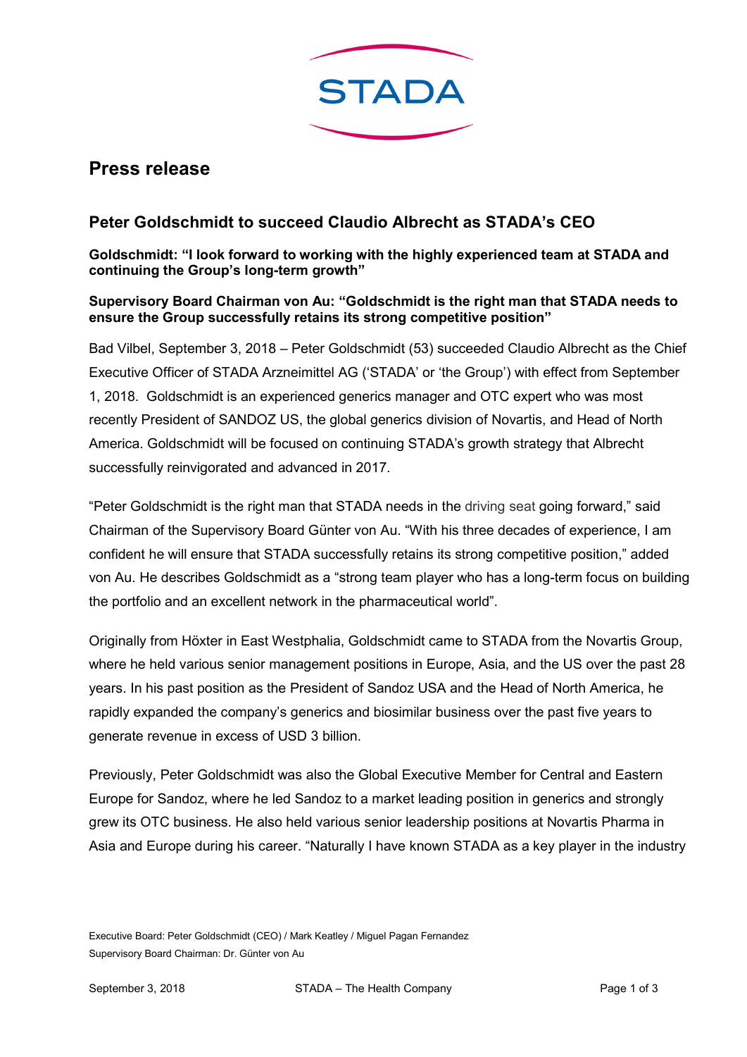STADA

# Press release

## Peter Goldschmidt to succeed Claudio Albrecht as STADA's CEO

**Goldschmidt: "I look forward to working with the highly experienced team at STADA and continuing the Group's long-term growth"**

**Supervisory Board Chairman von Au: "Goldschmidt is the right man that STADA needs to ensure the Group successfully retains its strong competitive position"**

Bad Vilbel, September 3, 2018 – Peter Goldschmidt (53) succeeded Claudio Albrecht as the Chief Executive Officer of STADA Arzneimittel AG ('STADA' or 'the Group') with effect from September 1, 2018. Goldschmidt is an experienced generics manager and OTC expert who was most recently President of SANDOZ US, the global generics division of Novartis, and Head of North America. Goldschmidt will be focused on continuing STADA's growth strategy that Albrecht successfully reinvigorated and advanced in 2017.

"Peter Goldschmidt is the right man that STADA needs in the driving seat going forward," said Chairman of the Supervisory Board Günter von Au. "With his three decades of experience, I am confident he will ensure that STADA successfully retains its strong competitive position," added von Au. He describes Goldschmidt as a "strong team player who has a long-term focus on building the portfolio and an excellent network in the pharmaceutical world".

Originally from Höxter in East Westphalia, Goldschmidt came to STADA from the Novartis Group, where he held various senior management positions in Europe, Asia, and the US over the past 28 years. In his past position as the President of Sandoz USA and the Head of North America, he rapidly expanded the company's generics and biosimilar business over the past five years to generate revenue in excess of USD 3 billion.

Previously, Peter Goldschmidt was also the Global Executive Member for Central and Eastern Europe for Sandoz, where he led Sandoz to a market leading position in generics and strongly grew its OTC business. He also held various senior leadership positions at Novartis Pharma in Asia and Europe during his career. "Naturally I have known STADA as a key player in the industry

Executive Board: Peter Goldschmidt (CEO) / Mark Keatley / Miguel Pagan Fernandez
Supervisory Board Chairman: Dr. Günter von Au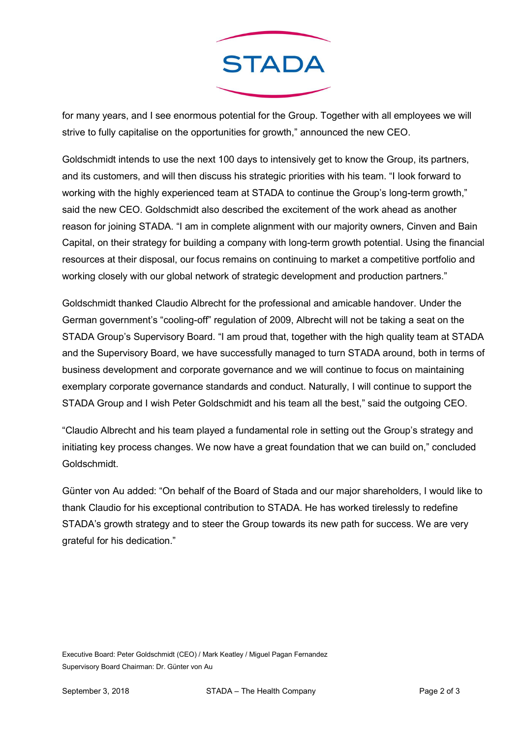for many years, and I see enormous potential for the Group. Together with all employees we will strive to fully capitalise on the opportunities for growth," announced the new CEO.

Goldschmidt intends to use the next 100 days to intensively get to know the Group, its partners, and its customers, and will then discuss his strategic priorities with his team. "I look forward to working with the highly experienced team at STADA to continue the Group's long-term growth," said the new CEO. Goldschmidt also described the excitement of the work ahead as another reason for joining STADA. "I am in complete alignment with our majority owners, Cinven and Bain Capital, on their strategy for building a company with long-term growth potential. Using the financial resources at their disposal, our focus remains on continuing to market a competitive portfolio and working closely with our global network of strategic development and production partners."

Goldschmidt thanked Claudio Albrecht for the professional and amicable handover. Under the German government's "cooling-off" regulation of 2009, Albrecht will not be taking a seat on the STADA Group's Supervisory Board. "I am proud that, together with the high quality team at STADA and the Supervisory Board, we have successfully managed to turn STADA around, both in terms of business development and corporate governance and we will continue to focus on maintaining exemplary corporate governance standards and conduct. Naturally, I will continue to support the STADA Group and I wish Peter Goldschmidt and his team all the best," said the outgoing CEO.

"Claudio Albrecht and his team played a fundamental role in setting out the Group's strategy and initiating key process changes. We now have a great foundation that we can build on," concluded Goldschmidt.

Günter von Au added: "On behalf of the Board of Stada and our major shareholders, I would like to thank Claudio for his exceptional contribution to STADA. He has worked tirelessly to redefine STADA's growth strategy and to steer the Group towards its new path for success. We are very grateful for his dedication."

Executive Board: Peter Goldschmidt (CEO) / Mark Keatley / Miguel Pagan Fernandez
Supervisory Board Chairman: Dr. Günter von Au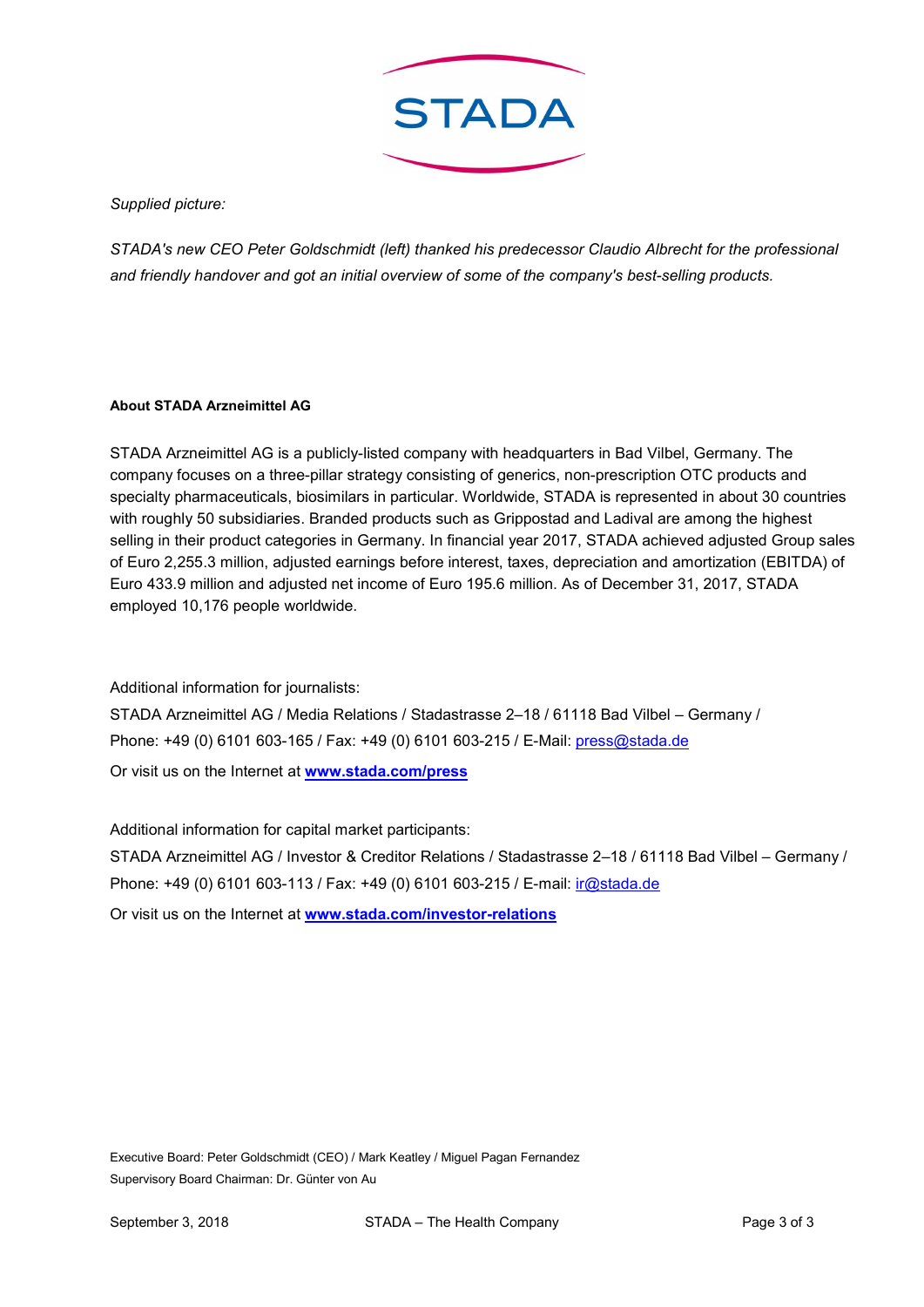*Supplied picture:*

*STADA's new CEO Peter Goldschmidt (left) thanked his predecessor Claudio Albrecht for the professional and friendly handover and got an initial overview of some of the company's best-selling products.*

**About STADA Arzneimittel AG**

STADA Arzneimittel AG is a publicly-listed company with headquarters in Bad Vilbel, Germany. The company focuses on a three-pillar strategy consisting of generics, non-prescription OTC products and specialty pharmaceuticals, biosimilars in particular. Worldwide, STADA is represented in about 30 countries with roughly 50 subsidiaries. Branded products such as Grippostad and Ladival are among the highest selling in their product categories in Germany. In financial year 2017, STADA achieved adjusted Group sales of Euro 2,255.3 million, adjusted earnings before interest, taxes, depreciation and amortization (EBITDA) of Euro 433.9 million and adjusted net income of Euro 195.6 million. As of December 31, 2017, STADA employed 10,176 people worldwide.

Additional information for journalists:
STADA Arzneimittel AG / Media Relations / Stadastrasse 2–18 / 61118 Bad Vilbel – Germany /
Phone: +49 (0) 6101 603-165 / Fax: +49 (0) 6101 603-215 / E-Mail: press@stada.de
Or visit us on the Internet at **www.stada.com/press**

Additional information for capital market participants:
STADA Arzneimittel AG / Investor & Creditor Relations / Stadastrasse 2–18 / 61118 Bad Vilbel – Germany /
Phone: +49 (0) 6101 603-113 / Fax: +49 (0) 6101 603-215 / E-mail: ir@stada.de
Or visit us on the Internet at **www.stada.com/investor-relations**

Executive Board: Peter Goldschmidt (CEO) / Mark Keatley / Miguel Pagan Fernandez
Supervisory Board Chairman: Dr. Günter von Au